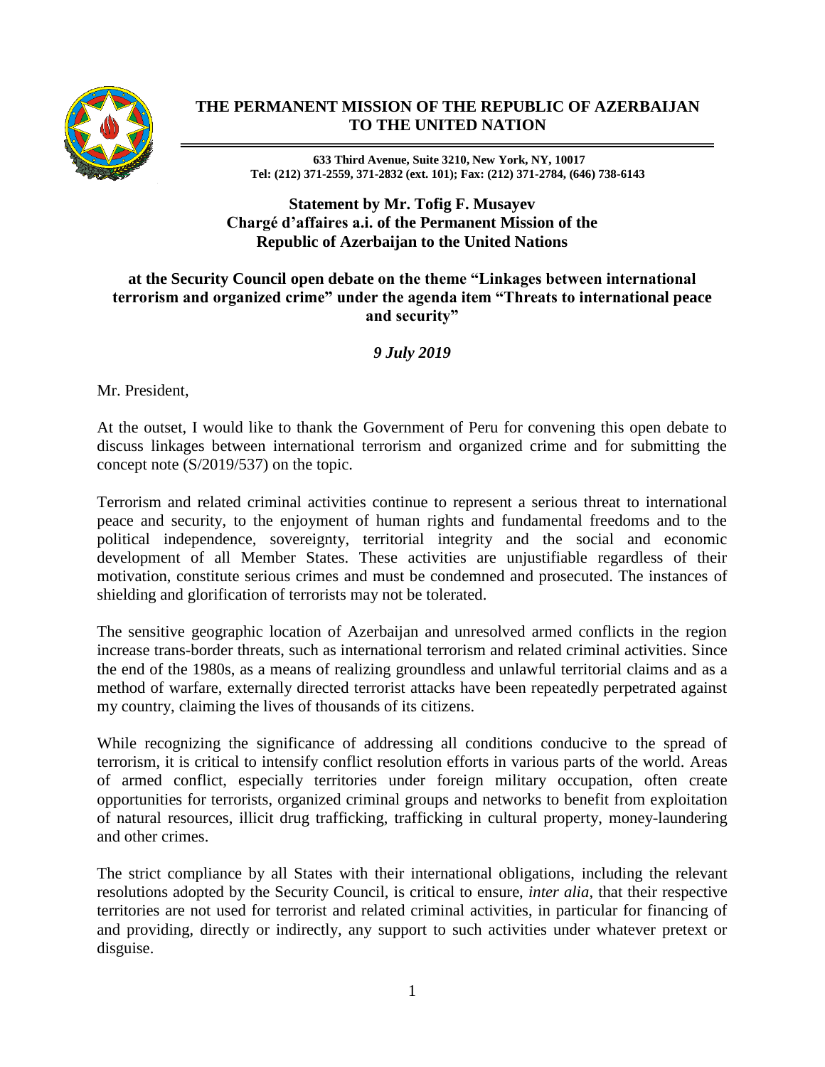# THE PERMANENT MISSION OF THE REPUBLIC OF AZERBAIJAN TO THE UNITED NATION

**633 Third Avenue, Suite 3210, New York, NY, 10017**
**Tel: (212) 371-2559, 371-2832 (ext. 101); Fax: (212) 371-2784, (646) 738-6143**

## Statement by Mr. Tofig F. Musayev
## Chargé d'affaires a.i. of the Permanent Mission of the Republic of Azerbaijan to the United Nations

### at the Security Council open debate on the theme "Linkages between international terrorism and organized crime" under the agenda item "Threats to international peace and security"

***9 July 2019***

Mr. President,

At the outset, I would like to thank the Government of Peru for convening this open debate to discuss linkages between international terrorism and organized crime and for submitting the concept note (S/2019/537) on the topic.

Terrorism and related criminal activities continue to represent a serious threat to international peace and security, to the enjoyment of human rights and fundamental freedoms and to the political independence, sovereignty, territorial integrity and the social and economic development of all Member States. These activities are unjustifiable regardless of their motivation, constitute serious crimes and must be condemned and prosecuted. The instances of shielding and glorification of terrorists may not be tolerated.

The sensitive geographic location of Azerbaijan and unresolved armed conflicts in the region increase trans-border threats, such as international terrorism and related criminal activities. Since the end of the 1980s, as a means of realizing groundless and unlawful territorial claims and as a method of warfare, externally directed terrorist attacks have been repeatedly perpetrated against my country, claiming the lives of thousands of its citizens.

While recognizing the significance of addressing all conditions conducive to the spread of terrorism, it is critical to intensify conflict resolution efforts in various parts of the world. Areas of armed conflict, especially territories under foreign military occupation, often create opportunities for terrorists, organized criminal groups and networks to benefit from exploitation of natural resources, illicit drug trafficking, trafficking in cultural property, money-laundering and other crimes.

The strict compliance by all States with their international obligations, including the relevant resolutions adopted by the Security Council, is critical to ensure, *inter alia*, that their respective territories are not used for terrorist and related criminal activities, in particular for financing of and providing, directly or indirectly, any support to such activities under whatever pretext or disguise.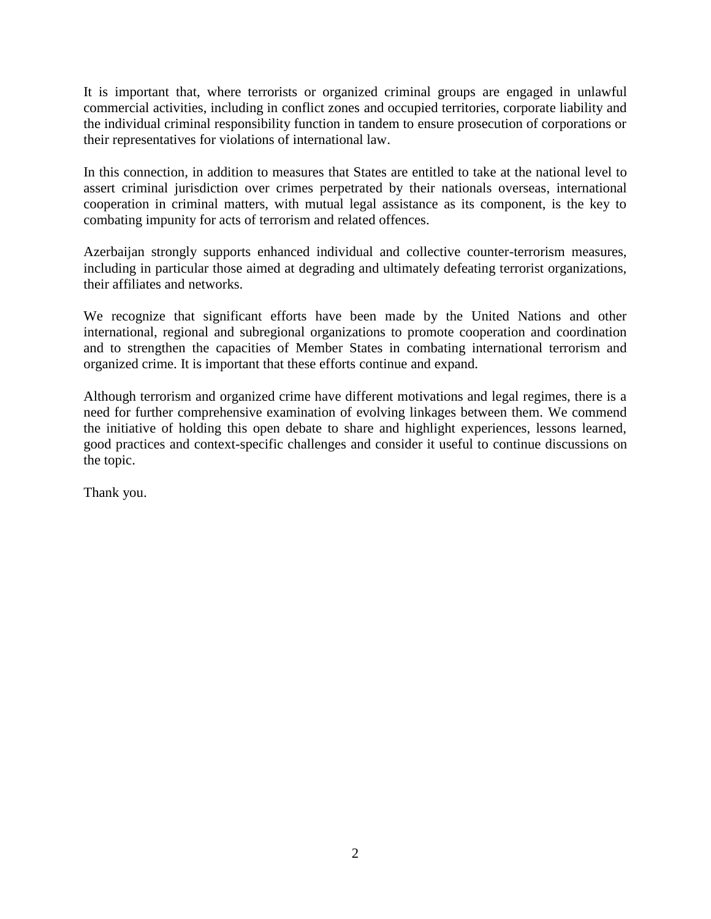It is important that, where terrorists or organized criminal groups are engaged in unlawful commercial activities, including in conflict zones and occupied territories, corporate liability and the individual criminal responsibility function in tandem to ensure prosecution of corporations or their representatives for violations of international law.

In this connection, in addition to measures that States are entitled to take at the national level to assert criminal jurisdiction over crimes perpetrated by their nationals overseas, international cooperation in criminal matters, with mutual legal assistance as its component, is the key to combating impunity for acts of terrorism and related offences.

Azerbaijan strongly supports enhanced individual and collective counter-terrorism measures, including in particular those aimed at degrading and ultimately defeating terrorist organizations, their affiliates and networks.

We recognize that significant efforts have been made by the United Nations and other international, regional and subregional organizations to promote cooperation and coordination and to strengthen the capacities of Member States in combating international terrorism and organized crime. It is important that these efforts continue and expand.

Although terrorism and organized crime have different motivations and legal regimes, there is a need for further comprehensive examination of evolving linkages between them. We commend the initiative of holding this open debate to share and highlight experiences, lessons learned, good practices and context-specific challenges and consider it useful to continue discussions on the topic.

Thank you.